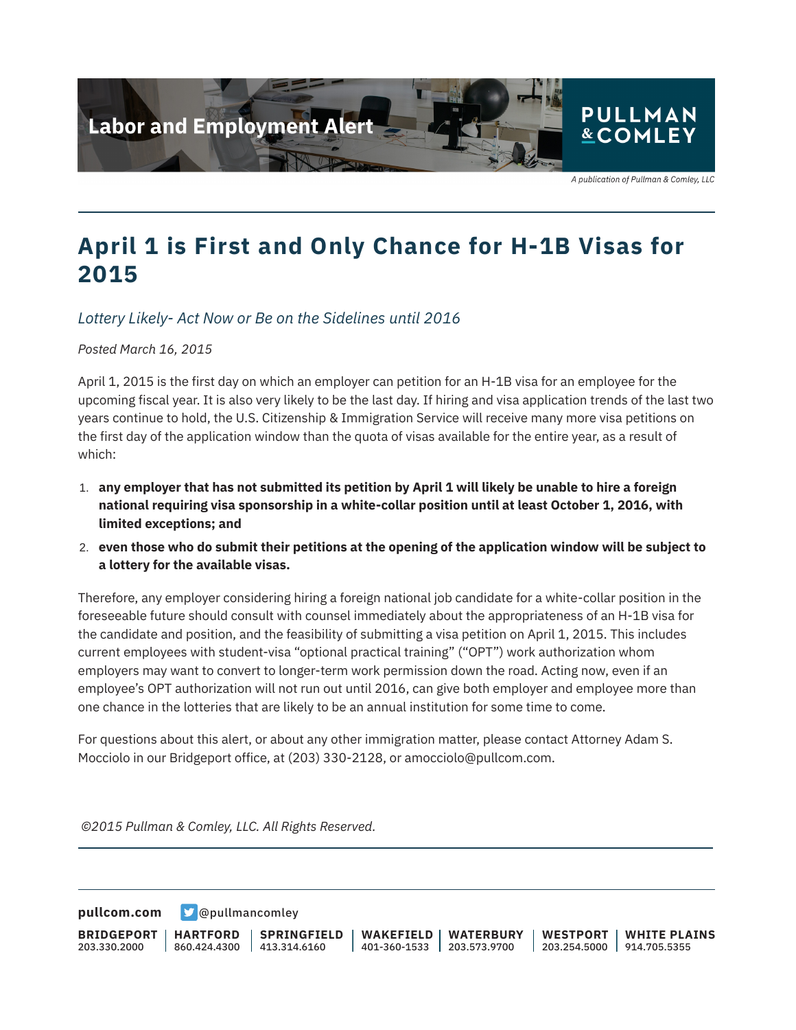Labor and Employment Alert

PULLMAN & COMLEY

*A publication of Pullman & Comley, LLC*

# April 1 is First and Only Chance for H-1B Visas for 2015

*Lottery Likely- Act Now or Be on the Sidelines until 2016*

*Posted March 16, 2015*

April 1, 2015 is the first day on which an employer can petition for an H-1B visa for an employee for the upcoming fiscal year. It is also very likely to be the last day. If hiring and visa application trends of the last two years continue to hold, the U.S. Citizenship & Immigration Service will receive many more visa petitions on the first day of the application window than the quota of visas available for the entire year, as a result of which:

1. **any employer that has not submitted its petition by April 1 will likely be unable to hire a foreign national requiring visa sponsorship in a white-collar position until at least October 1, 2016, with limited exceptions; and**
2. **even those who do submit their petitions at the opening of the application window will be subject to a lottery for the available visas.**

Therefore, any employer considering hiring a foreign national job candidate for a white-collar position in the foreseeable future should consult with counsel immediately about the appropriateness of an H-1B visa for the candidate and position, and the feasibility of submitting a visa petition on April 1, 2015. This includes current employees with student-visa "optional practical training" ("OPT") work authorization whom employers may want to convert to longer-term work permission down the road. Acting now, even if an employee's OPT authorization will not run out until 2016, can give both employer and employee more than one chance in the lotteries that are likely to be an annual institution for some time to come.

For questions about this alert, or about any other immigration matter, please contact Attorney Adam S. Mocciolo in our Bridgeport office, at (203) 330-2128, or amocciolo@pullcom.com.

*©2015 Pullman & Comley, LLC. All Rights Reserved.*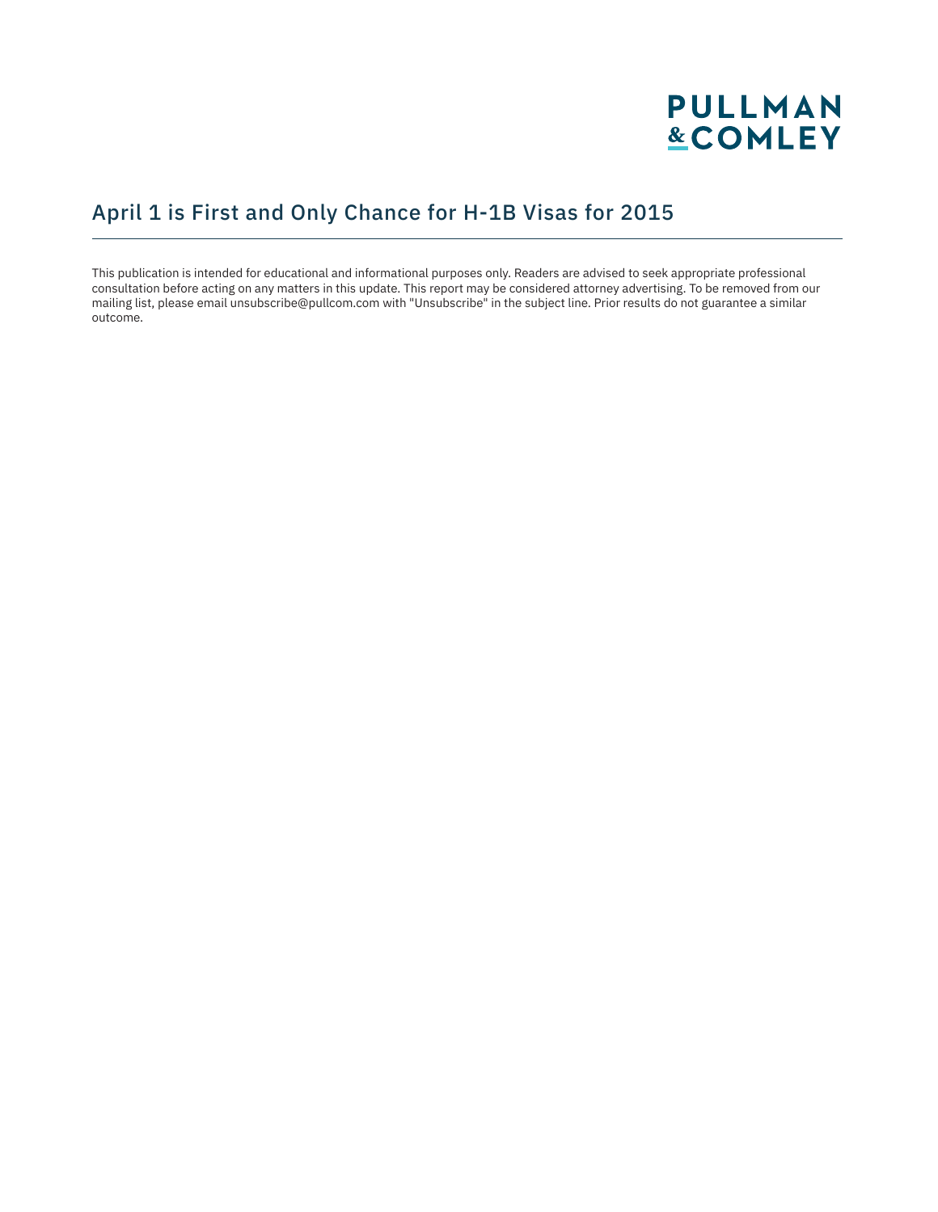# April 1 is First and Only Chance for H-1B Visas for 2015

This publication is intended for educational and informational purposes only. Readers are advised to seek appropriate professional consultation before acting on any matters in this update. This report may be considered attorney advertising. To be removed from our mailing list, please email unsubscribe@pullcom.com with "Unsubscribe" in the subject line. Prior results do not guarantee a similar outcome.